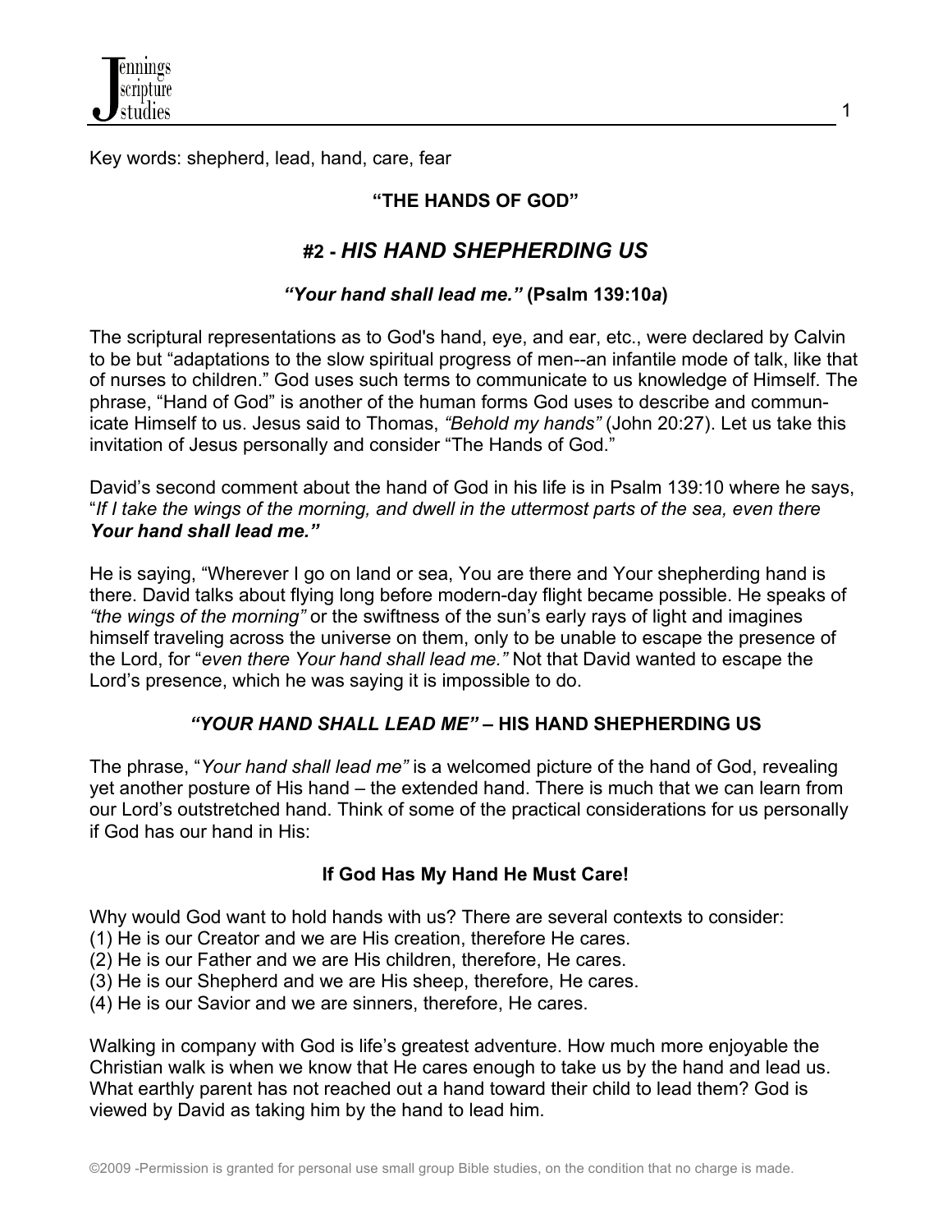Key words: shepherd, lead, hand, care, fear

### **"THE HANDS OF GOD"**

## **#2 - *HIS HAND SHEPHERDING US***

***"Your hand shall lead me."* (Psalm 139:10*a*)**

The scriptural representations as to God's hand, eye, and ear, etc., were declared by Calvin to be but "adaptations to the slow spiritual progress of men--an infantile mode of talk, like that of nurses to children." God uses such terms to communicate to us knowledge of Himself. The phrase, "Hand of God" is another of the human forms God uses to describe and communicate Himself to us. Jesus said to Thomas, *"Behold my hands"* (John 20:27). Let us take this invitation of Jesus personally and consider "The Hands of God."

David's second comment about the hand of God in his life is in Psalm 139:10 where he says, "*If I take the wings of the morning, and dwell in the uttermost parts of the sea, even there **Your hand shall lead me."***

He is saying, "Wherever I go on land or sea, You are there and Your shepherding hand is there. David talks about flying long before modern-day flight became possible. He speaks of *"the wings of the morning"* or the swiftness of the sun's early rays of light and imagines himself traveling across the universe on them, only to be unable to escape the presence of the Lord, for "*even there Your hand shall lead me."* Not that David wanted to escape the Lord's presence, which he was saying it is impossible to do.

### ***"YOUR HAND SHALL LEAD ME"* – HIS HAND SHEPHERDING US**

The phrase, "*Your hand shall lead me"* is a welcomed picture of the hand of God, revealing yet another posture of His hand – the extended hand. There is much that we can learn from our Lord's outstretched hand. Think of some of the practical considerations for us personally if God has our hand in His:

#### **If God Has My Hand He Must Care!**

Why would God want to hold hands with us? There are several contexts to consider:
(1) He is our Creator and we are His creation, therefore He cares.
(2) He is our Father and we are His children, therefore, He cares.
(3) He is our Shepherd and we are His sheep, therefore, He cares.
(4) He is our Savior and we are sinners, therefore, He cares.

Walking in company with God is life's greatest adventure. How much more enjoyable the Christian walk is when we know that He cares enough to take us by the hand and lead us. What earthly parent has not reached out a hand toward their child to lead them? God is viewed by David as taking him by the hand to lead him.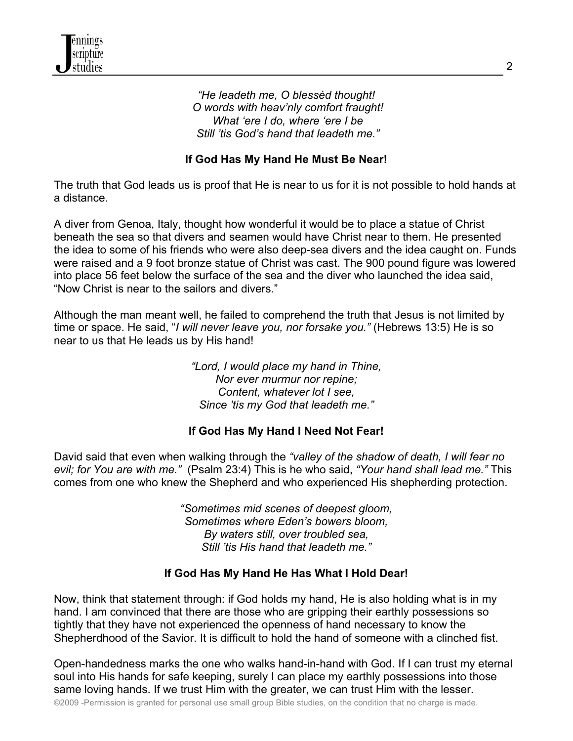*"He leadeth me, O blessèd thought!*
*O words with heav'nly comfort fraught!*
*What 'ere I do, where 'ere I be*
*Still 'tis God's hand that leadeth me."*

**If God Has My Hand He Must Be Near!**

The truth that God leads us is proof that He is near to us for it is not possible to hold hands at a distance.

A diver from Genoa, Italy, thought how wonderful it would be to place a statue of Christ beneath the sea so that divers and seamen would have Christ near to them. He presented the idea to some of his friends who were also deep-sea divers and the idea caught on. Funds were raised and a 9 foot bronze statue of Christ was cast. The 900 pound figure was lowered into place 56 feet below the surface of the sea and the diver who launched the idea said, "Now Christ is near to the sailors and divers."

Although the man meant well, he failed to comprehend the truth that Jesus is not limited by time or space. He said, "*I will never leave you, nor forsake you."* (Hebrews 13:5) He is so near to us that He leads us by His hand!

*"Lord, I would place my hand in Thine,*
*Nor ever murmur nor repine;*
*Content, whatever lot I see,*
*Since 'tis my God that leadeth me."*

**If God Has My Hand I Need Not Fear!**

David said that even when walking through the *"valley of the shadow of death, I will fear no evil; for You are with me."* (Psalm 23:4) This is he who said, *"Your hand shall lead me."* This comes from one who knew the Shepherd and who experienced His shepherding protection.

*"Sometimes mid scenes of deepest gloom,*
*Sometimes where Eden's bowers bloom,*
*By waters still, over troubled sea,*
*Still 'tis His hand that leadeth me."*

**If God Has My Hand He Has What I Hold Dear!**

Now, think that statement through: if God holds my hand, He is also holding what is in my hand. I am convinced that there are those who are gripping their earthly possessions so tightly that they have not experienced the openness of hand necessary to know the Shepherdhood of the Savior. It is difficult to hold the hand of someone with a clinched fist.

Open-handedness marks the one who walks hand-in-hand with God. If I can trust my eternal soul into His hands for safe keeping, surely I can place my earthly possessions into those same loving hands. If we trust Him with the greater, we can trust Him with the lesser.

©2009 -Permission is granted for personal use small group Bible studies, on the condition that no charge is made.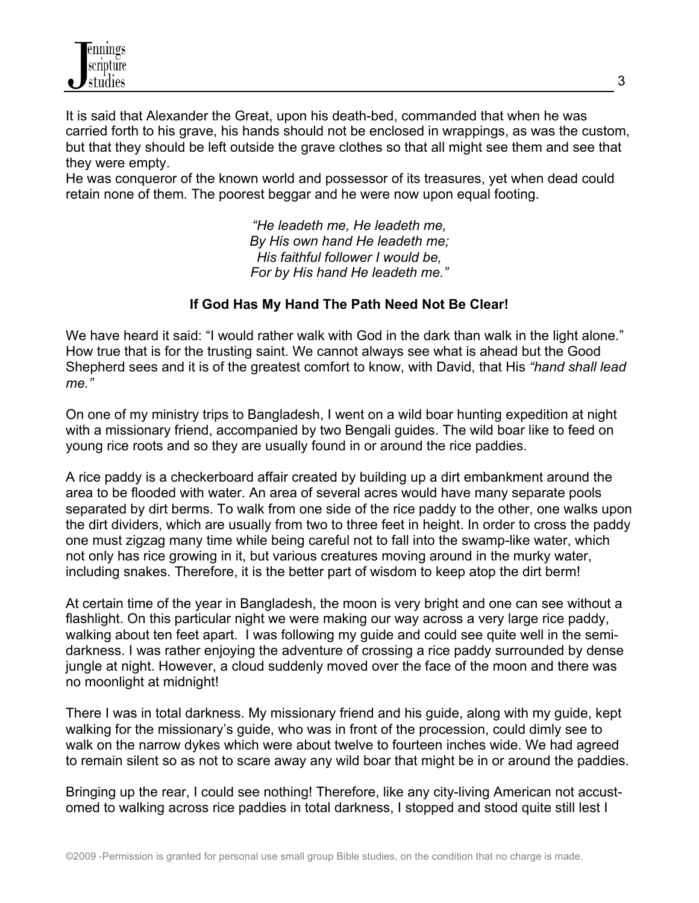It is said that Alexander the Great, upon his death-bed, commanded that when he was carried forth to his grave, his hands should not be enclosed in wrappings, as was the custom, but that they should be left outside the grave clothes so that all might see them and see that they were empty.
He was conqueror of the known world and possessor of its treasures, yet when dead could retain none of them. The poorest beggar and he were now upon equal footing.

*"He leadeth me, He leadeth me,*
*By His own hand He leadeth me;*
*His faithful follower I would be,*
*For by His hand He leadeth me."*

**If God Has My Hand The Path Need Not Be Clear!**

We have heard it said: "I would rather walk with God in the dark than walk in the light alone." How true that is for the trusting saint. We cannot always see what is ahead but the Good Shepherd sees and it is of the greatest comfort to know, with David, that His *"hand shall lead me."*

On one of my ministry trips to Bangladesh, I went on a wild boar hunting expedition at night with a missionary friend, accompanied by two Bengali guides. The wild boar like to feed on young rice roots and so they are usually found in or around the rice paddies.

A rice paddy is a checkerboard affair created by building up a dirt embankment around the area to be flooded with water. An area of several acres would have many separate pools separated by dirt berms. To walk from one side of the rice paddy to the other, one walks upon the dirt dividers, which are usually from two to three feet in height. In order to cross the paddy one must zigzag many time while being careful not to fall into the swamp-like water, which not only has rice growing in it, but various creatures moving around in the murky water, including snakes. Therefore, it is the better part of wisdom to keep atop the dirt berm!

At certain time of the year in Bangladesh, the moon is very bright and one can see without a flashlight. On this particular night we were making our way across a very large rice paddy, walking about ten feet apart. I was following my guide and could see quite well in the semi-darkness. I was rather enjoying the adventure of crossing a rice paddy surrounded by dense jungle at night. However, a cloud suddenly moved over the face of the moon and there was no moonlight at midnight!

There I was in total darkness. My missionary friend and his guide, along with my guide, kept walking for the missionary's guide, who was in front of the procession, could dimly see to walk on the narrow dykes which were about twelve to fourteen inches wide. We had agreed to remain silent so as not to scare away any wild boar that might be in or around the paddies.

Bringing up the rear, I could see nothing! Therefore, like any city-living American not accustomed to walking across rice paddies in total darkness, I stopped and stood quite still lest I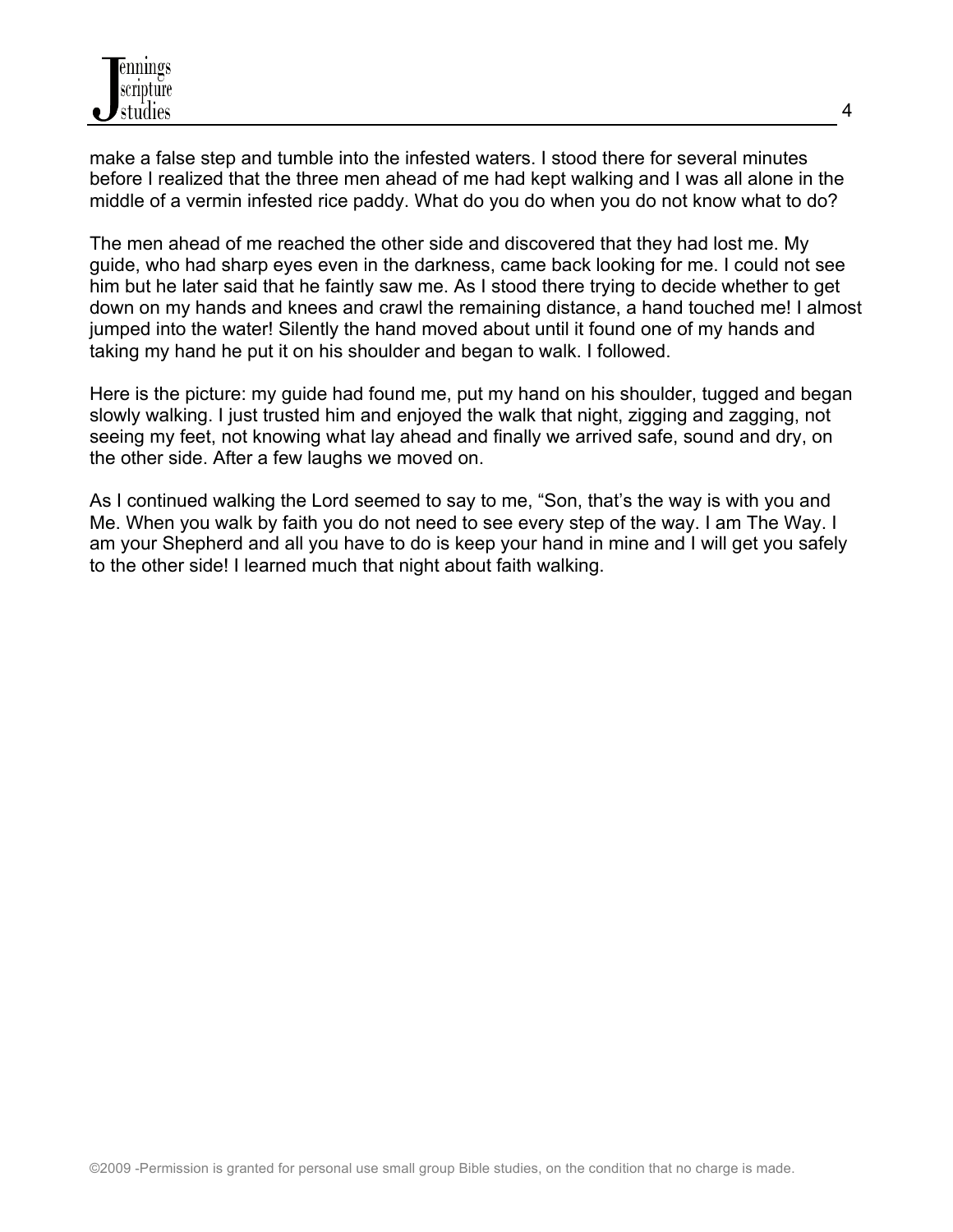make a false step and tumble into the infested waters. I stood there for several minutes before I realized that the three men ahead of me had kept walking and I was all alone in the middle of a vermin infested rice paddy. What do you do when you do not know what to do?

The men ahead of me reached the other side and discovered that they had lost me. My guide, who had sharp eyes even in the darkness, came back looking for me. I could not see him but he later said that he faintly saw me. As I stood there trying to decide whether to get down on my hands and knees and crawl the remaining distance, a hand touched me! I almost jumped into the water! Silently the hand moved about until it found one of my hands and taking my hand he put it on his shoulder and began to walk. I followed.

Here is the picture: my guide had found me, put my hand on his shoulder, tugged and began slowly walking. I just trusted him and enjoyed the walk that night, zigging and zagging, not seeing my feet, not knowing what lay ahead and finally we arrived safe, sound and dry, on the other side. After a few laughs we moved on.

As I continued walking the Lord seemed to say to me, "Son, that's the way is with you and Me. When you walk by faith you do not need to see every step of the way. I am The Way. I am your Shepherd and all you have to do is keep your hand in mine and I will get you safely to the other side! I learned much that night about faith walking.

©2009 -Permission is granted for personal use small group Bible studies, on the condition that no charge is made.